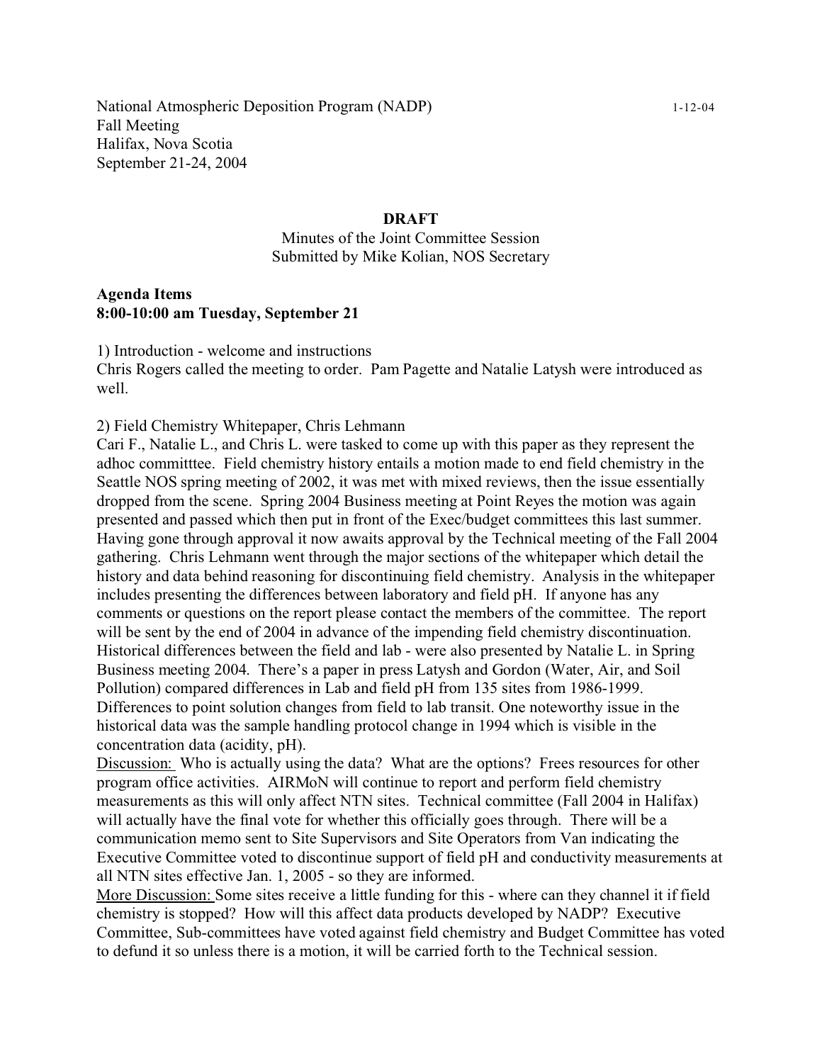National Atmospheric Deposition Program (NADP) 1-12-04
Fall Meeting
Halifax, Nova Scotia
September 21-24, 2004

**DRAFT**

Minutes of the Joint Committee Session
Submitted by Mike Kolian, NOS Secretary

**Agenda Items**
**8:00-10:00 am Tuesday, September 21**

1) Introduction - welcome and instructions
Chris Rogers called the meeting to order. Pam Pagette and Natalie Latysh were introduced as well.

2) Field Chemistry Whitepaper, Chris Lehmann
Cari F., Natalie L., and Chris L. were tasked to come up with this paper as they represent the adhoc committtee. Field chemistry history entails a motion made to end field chemistry in the Seattle NOS spring meeting of 2002, it was met with mixed reviews, then the issue essentially dropped from the scene. Spring 2004 Business meeting at Point Reyes the motion was again presented and passed which then put in front of the Exec/budget committees this last summer. Having gone through approval it now awaits approval by the Technical meeting of the Fall 2004 gathering. Chris Lehmann went through the major sections of the whitepaper which detail the history and data behind reasoning for discontinuing field chemistry. Analysis in the whitepaper includes presenting the differences between laboratory and field pH. If anyone has any comments or questions on the report please contact the members of the committee. The report will be sent by the end of 2004 in advance of the impending field chemistry discontinuation. Historical differences between the field and lab - were also presented by Natalie L. in Spring Business meeting 2004. There's a paper in press Latysh and Gordon (Water, Air, and Soil Pollution) compared differences in Lab and field pH from 135 sites from 1986-1999. Differences to point solution changes from field to lab transit. One noteworthy issue in the historical data was the sample handling protocol change in 1994 which is visible in the concentration data (acidity, pH).
<u>Discussion:</u> Who is actually using the data? What are the options? Frees resources for other program office activities. AIRMoN will continue to report and perform field chemistry measurements as this will only affect NTN sites. Technical committee (Fall 2004 in Halifax) will actually have the final vote for whether this officially goes through. There will be a communication memo sent to Site Supervisors and Site Operators from Van indicating the Executive Committee voted to discontinue support of field pH and conductivity measurements at all NTN sites effective Jan. 1, 2005 - so they are informed.
<u>More Discussion:</u> Some sites receive a little funding for this - where can they channel it if field chemistry is stopped? How will this affect data products developed by NADP? Executive Committee, Sub-committees have voted against field chemistry and Budget Committee has voted to defund it so unless there is a motion, it will be carried forth to the Technical session.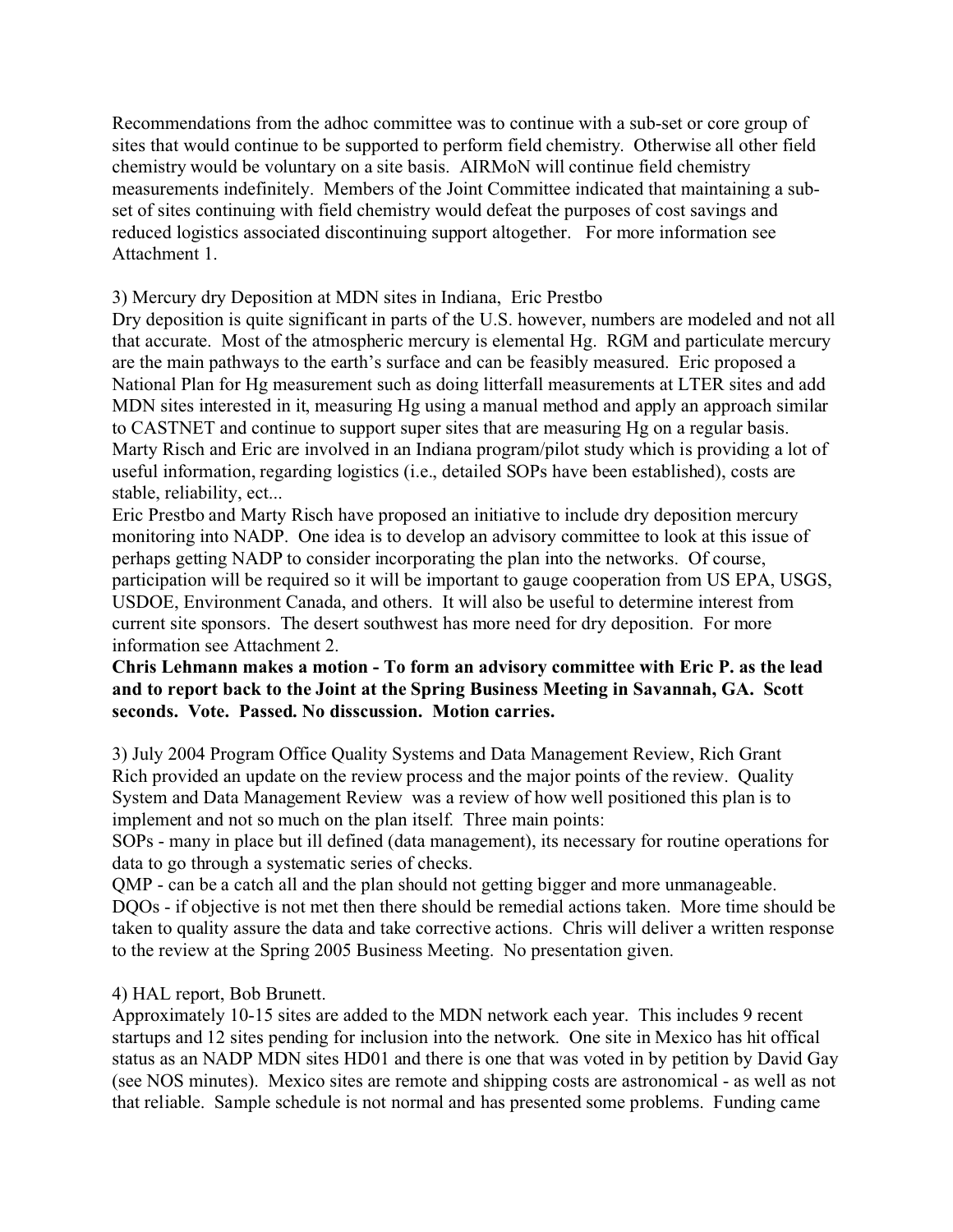Recommendations from the adhoc committee was to continue with a sub-set or core group of sites that would continue to be supported to perform field chemistry. Otherwise all other field chemistry would be voluntary on a site basis. AIRMoN will continue field chemistry measurements indefinitely. Members of the Joint Committee indicated that maintaining a sub-set of sites continuing with field chemistry would defeat the purposes of cost savings and reduced logistics associated discontinuing support altogether. For more information see Attachment 1.

3) Mercury dry Deposition at MDN sites in Indiana, Eric Prestbo

Dry deposition is quite significant in parts of the U.S. however, numbers are modeled and not all that accurate. Most of the atmospheric mercury is elemental Hg. RGM and particulate mercury are the main pathways to the earth's surface and can be feasibly measured. Eric proposed a National Plan for Hg measurement such as doing litterfall measurements at LTER sites and add MDN sites interested in it, measuring Hg using a manual method and apply an approach similar to CASTNET and continue to support super sites that are measuring Hg on a regular basis. Marty Risch and Eric are involved in an Indiana program/pilot study which is providing a lot of useful information, regarding logistics (i.e., detailed SOPs have been established), costs are stable, reliability, ect...

Eric Prestbo and Marty Risch have proposed an initiative to include dry deposition mercury monitoring into NADP. One idea is to develop an advisory committee to look at this issue of perhaps getting NADP to consider incorporating the plan into the networks. Of course, participation will be required so it will be important to gauge cooperation from US EPA, USGS, USDOE, Environment Canada, and others. It will also be useful to determine interest from current site sponsors. The desert southwest has more need for dry deposition. For more information see Attachment 2.

**Chris Lehmann makes a motion - To form an advisory committee with Eric P. as the lead and to report back to the Joint at the Spring Business Meeting in Savannah, GA. Scott seconds. Vote. Passed. No disscussion. Motion carries.**

3) July 2004 Program Office Quality Systems and Data Management Review, Rich Grant

Rich provided an update on the review process and the major points of the review. Quality System and Data Management Review was a review of how well positioned this plan is to implement and not so much on the plan itself. Three main points:

SOPs - many in place but ill defined (data management), its necessary for routine operations for data to go through a systematic series of checks.

QMP - can be a catch all and the plan should not getting bigger and more unmanageable.

DQOs - if objective is not met then there should be remedial actions taken. More time should be taken to quality assure the data and take corrective actions. Chris will deliver a written response to the review at the Spring 2005 Business Meeting. No presentation given.

4) HAL report, Bob Brunett.

Approximately 10-15 sites are added to the MDN network each year. This includes 9 recent startups and 12 sites pending for inclusion into the network. One site in Mexico has hit offical status as an NADP MDN sites HD01 and there is one that was voted in by petition by David Gay (see NOS minutes). Mexico sites are remote and shipping costs are astronomical - as well as not that reliable. Sample schedule is not normal and has presented some problems. Funding came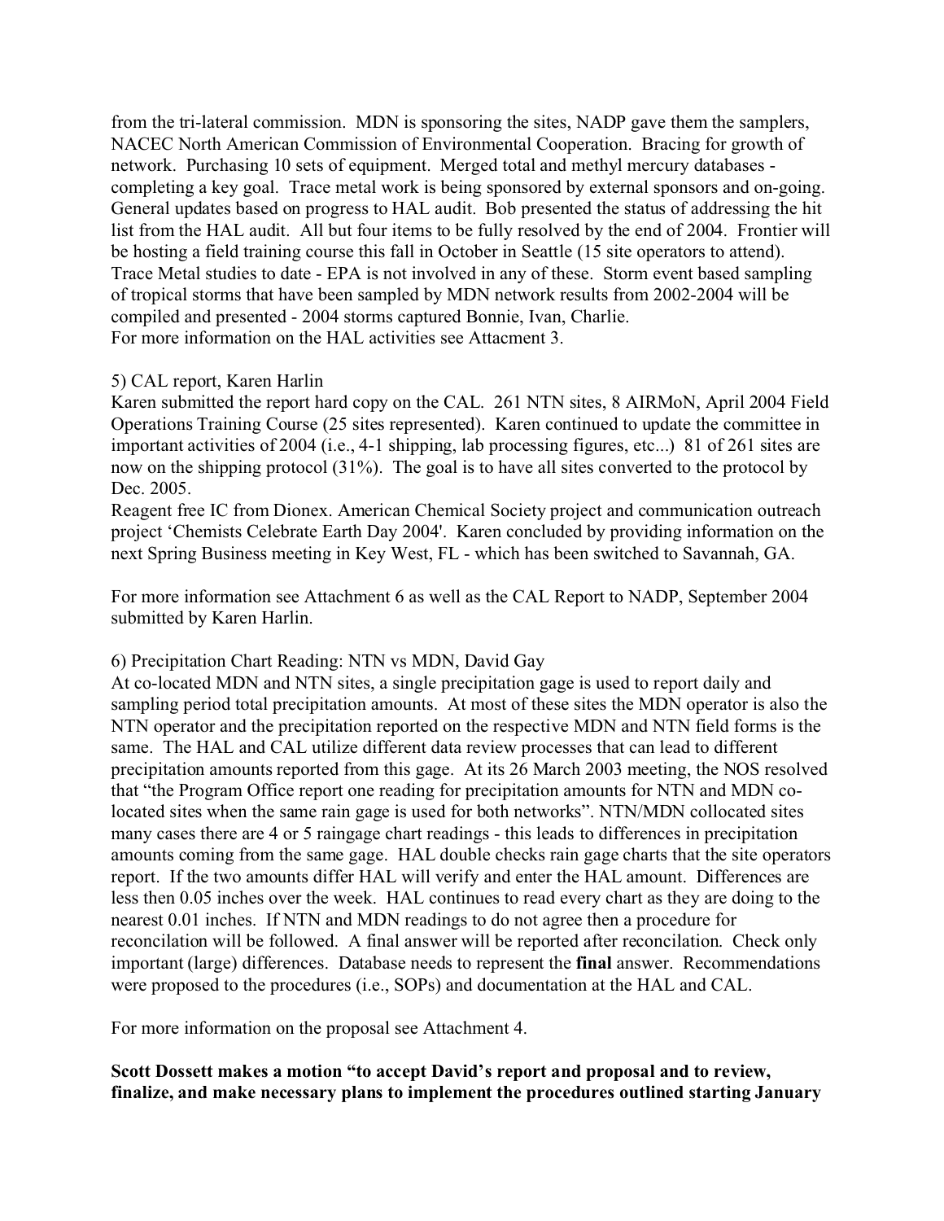from the tri-lateral commission. MDN is sponsoring the sites, NADP gave them the samplers, NACEC North American Commission of Environmental Cooperation. Bracing for growth of network. Purchasing 10 sets of equipment. Merged total and methyl mercury databases - completing a key goal. Trace metal work is being sponsored by external sponsors and on-going. General updates based on progress to HAL audit. Bob presented the status of addressing the hit list from the HAL audit. All but four items to be fully resolved by the end of 2004. Frontier will be hosting a field training course this fall in October in Seattle (15 site operators to attend). Trace Metal studies to date - EPA is not involved in any of these. Storm event based sampling of tropical storms that have been sampled by MDN network results from 2002-2004 will be compiled and presented - 2004 storms captured Bonnie, Ivan, Charlie.
For more information on the HAL activities see Attacment 3.

5) CAL report, Karen Harlin
Karen submitted the report hard copy on the CAL. 261 NTN sites, 8 AIRMoN, April 2004 Field Operations Training Course (25 sites represented). Karen continued to update the committee in important activities of 2004 (i.e., 4-1 shipping, lab processing figures, etc...) 81 of 261 sites are now on the shipping protocol (31%). The goal is to have all sites converted to the protocol by Dec. 2005.
Reagent free IC from Dionex. American Chemical Society project and communication outreach project 'Chemists Celebrate Earth Day 2004'. Karen concluded by providing information on the next Spring Business meeting in Key West, FL - which has been switched to Savannah, GA.

For more information see Attachment 6 as well as the CAL Report to NADP, September 2004 submitted by Karen Harlin.

6) Precipitation Chart Reading: NTN vs MDN, David Gay
At co-located MDN and NTN sites, a single precipitation gage is used to report daily and sampling period total precipitation amounts. At most of these sites the MDN operator is also the NTN operator and the precipitation reported on the respective MDN and NTN field forms is the same. The HAL and CAL utilize different data review processes that can lead to different precipitation amounts reported from this gage. At its 26 March 2003 meeting, the NOS resolved that "the Program Office report one reading for precipitation amounts for NTN and MDN co-located sites when the same rain gage is used for both networks". NTN/MDN collocated sites many cases there are 4 or 5 raingage chart readings - this leads to differences in precipitation amounts coming from the same gage. HAL double checks rain gage charts that the site operators report. If the two amounts differ HAL will verify and enter the HAL amount. Differences are less then 0.05 inches over the week. HAL continues to read every chart as they are doing to the nearest 0.01 inches. If NTN and MDN readings to do not agree then a procedure for reconcilation will be followed. A final answer will be reported after reconcilation. Check only important (large) differences. Database needs to represent the **final** answer. Recommendations were proposed to the procedures (i.e., SOPs) and documentation at the HAL and CAL.

For more information on the proposal see Attachment 4.

**Scott Dossett makes a motion "to accept David's report and proposal and to review, finalize, and make necessary plans to implement the procedures outlined starting January**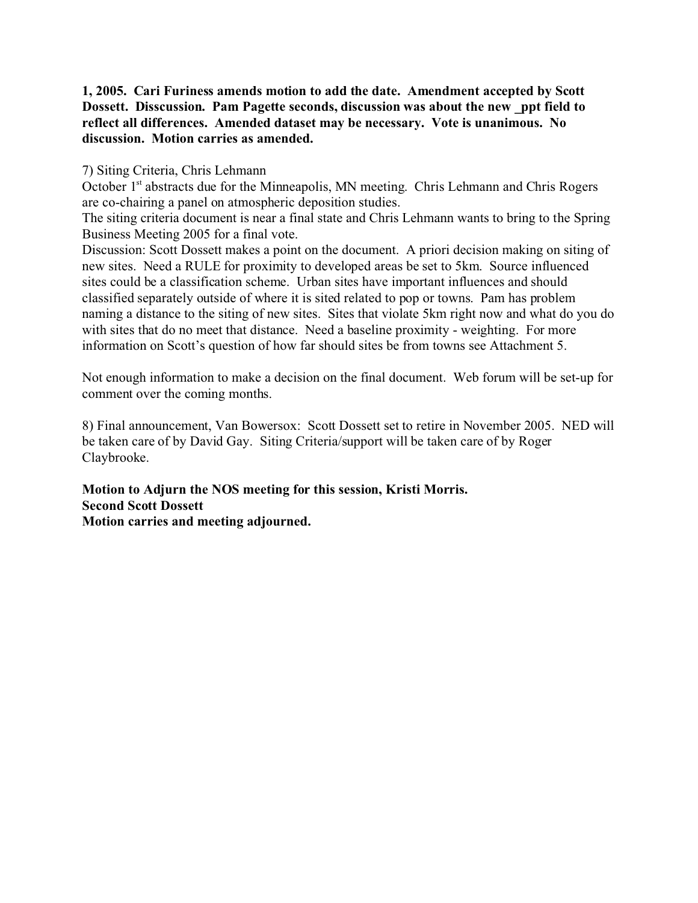**1, 2005. Cari Furiness amends motion to add the date. Amendment accepted by Scott Dossett. Disscussion. Pam Pagette seconds, discussion was about the new _ppt field to reflect all differences. Amended dataset may be necessary. Vote is unanimous. No discussion. Motion carries as amended.**

7) Siting Criteria, Chris Lehmann

October 1st abstracts due for the Minneapolis, MN meeting. Chris Lehmann and Chris Rogers are co-chairing a panel on atmospheric deposition studies.

The siting criteria document is near a final state and Chris Lehmann wants to bring to the Spring Business Meeting 2005 for a final vote.

Discussion: Scott Dossett makes a point on the document. A priori decision making on siting of new sites. Need a RULE for proximity to developed areas be set to 5km. Source influenced sites could be a classification scheme. Urban sites have important influences and should classified separately outside of where it is sited related to pop or towns. Pam has problem naming a distance to the siting of new sites. Sites that violate 5km right now and what do you do with sites that do no meet that distance. Need a baseline proximity - weighting. For more information on Scott's question of how far should sites be from towns see Attachment 5.

Not enough information to make a decision on the final document. Web forum will be set-up for comment over the coming months.

8) Final announcement, Van Bowersox: Scott Dossett set to retire in November 2005. NED will be taken care of by David Gay. Siting Criteria/support will be taken care of by Roger Claybrooke.

**Motion to Adjurn the NOS meeting for this session, Kristi Morris.**
**Second Scott Dossett**
**Motion carries and meeting adjourned.**